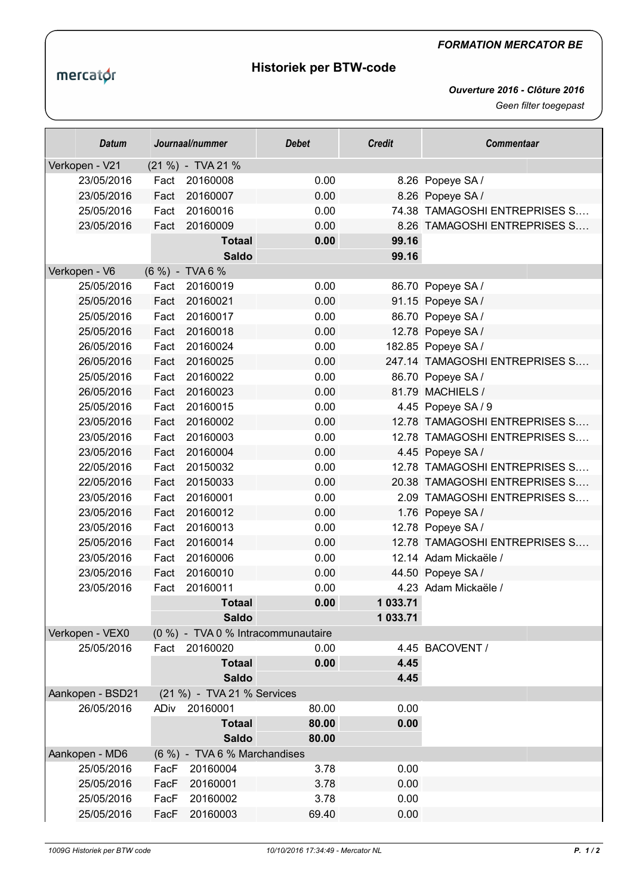*FORMATION MERCATOR BE*

mercator

# Historiek per BTW-code

*Ouverture 2016 - Clôture 2016*

*Geen filter toegepast*

| Datum | Journaal/nummer | Debet | Credit | Commentaar |
|---|---|---|---|---|
| Verkopen - V21 | (21 %) - TVA 21 % | | | |
| 23/05/2016 | Fact 20160008 | 0.00 | 8.26 | Popeye SA / |
| 23/05/2016 | Fact 20160007 | 0.00 | 8.26 | Popeye SA / |
| 25/05/2016 | Fact 20160016 | 0.00 | 74.38 | TAMAGOSHI ENTREPRISES S.... |
| 23/05/2016 | Fact 20160009 | 0.00 | 8.26 | TAMAGOSHI ENTREPRISES S.... |
| | **Totaal** | **0.00** | **99.16** | |
| | **Saldo** | | **99.16** | |
| Verkopen - V6 | (6 %) - TVA 6 % | | | |
| 25/05/2016 | Fact 20160019 | 0.00 | 86.70 | Popeye SA / |
| 25/05/2016 | Fact 20160021 | 0.00 | 91.15 | Popeye SA / |
| 25/05/2016 | Fact 20160017 | 0.00 | 86.70 | Popeye SA / |
| 25/05/2016 | Fact 20160018 | 0.00 | 12.78 | Popeye SA / |
| 26/05/2016 | Fact 20160024 | 0.00 | 182.85 | Popeye SA / |
| 26/05/2016 | Fact 20160025 | 0.00 | 247.14 | TAMAGOSHI ENTREPRISES S.... |
| 25/05/2016 | Fact 20160022 | 0.00 | 86.70 | Popeye SA / |
| 26/05/2016 | Fact 20160023 | 0.00 | 81.79 | MACHIELS / |
| 25/05/2016 | Fact 20160015 | 0.00 | 4.45 | Popeye SA / 9 |
| 23/05/2016 | Fact 20160002 | 0.00 | 12.78 | TAMAGOSHI ENTREPRISES S.... |
| 23/05/2016 | Fact 20160003 | 0.00 | 12.78 | TAMAGOSHI ENTREPRISES S.... |
| 23/05/2016 | Fact 20160004 | 0.00 | 4.45 | Popeye SA / |
| 22/05/2016 | Fact 20150032 | 0.00 | 12.78 | TAMAGOSHI ENTREPRISES S.... |
| 22/05/2016 | Fact 20150033 | 0.00 | 20.38 | TAMAGOSHI ENTREPRISES S.... |
| 23/05/2016 | Fact 20160001 | 0.00 | 2.09 | TAMAGOSHI ENTREPRISES S.... |
| 23/05/2016 | Fact 20160012 | 0.00 | 1.76 | Popeye SA / |
| 23/05/2016 | Fact 20160013 | 0.00 | 12.78 | Popeye SA / |
| 25/05/2016 | Fact 20160014 | 0.00 | 12.78 | TAMAGOSHI ENTREPRISES S.... |
| 23/05/2016 | Fact 20160006 | 0.00 | 12.14 | Adam Mickaële / |
| 23/05/2016 | Fact 20160010 | 0.00 | 44.50 | Popeye SA / |
| 23/05/2016 | Fact 20160011 | 0.00 | 4.23 | Adam Mickaële / |
| | **Totaal** | **0.00** | **1 033.71** | |
| | **Saldo** | | **1 033.71** | |
| Verkopen - VEX0 | (0 %) - TVA 0 % Intracommunautaire | | | |
| 25/05/2016 | Fact 20160020 | 0.00 | 4.45 | BACOVENT / |
| | **Totaal** | **0.00** | **4.45** | |
| | **Saldo** | | **4.45** | |
| Aankopen - BSD21 | (21 %) - TVA 21 % Services | | | |
| 26/05/2016 | ADiv 20160001 | 80.00 | 0.00 | |
| | **Totaal** | **80.00** | **0.00** | |
| | **Saldo** | **80.00** | | |
| Aankopen - MD6 | (6 %) - TVA 6 % Marchandises | | | |
| 25/05/2016 | FacF 20160004 | 3.78 | 0.00 | |
| 25/05/2016 | FacF 20160001 | 3.78 | 0.00 | |
| 25/05/2016 | FacF 20160002 | 3.78 | 0.00 | |
| 25/05/2016 | FacF 20160003 | 69.40 | 0.00 | |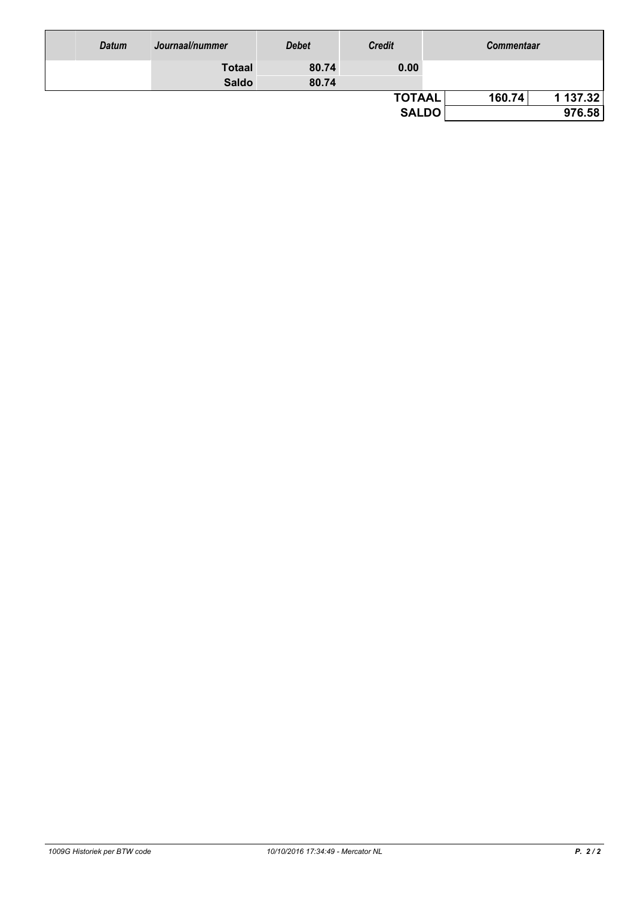| | Datum | Journaal/nummer | Debet | Credit | Commentaar | |
|---|---|---|---|---|---|---|
| | | Totaal | 80.74 | 0.00 | | |
| | | Saldo | 80.74 | | | |
| | | | | TOTAAL | 160.74 | 1 137.32 |
| | | | | SALDO | | 976.58 |

*1009G Historiek per BTW code* *10/10/2016 17:34:49 - Mercator NL*